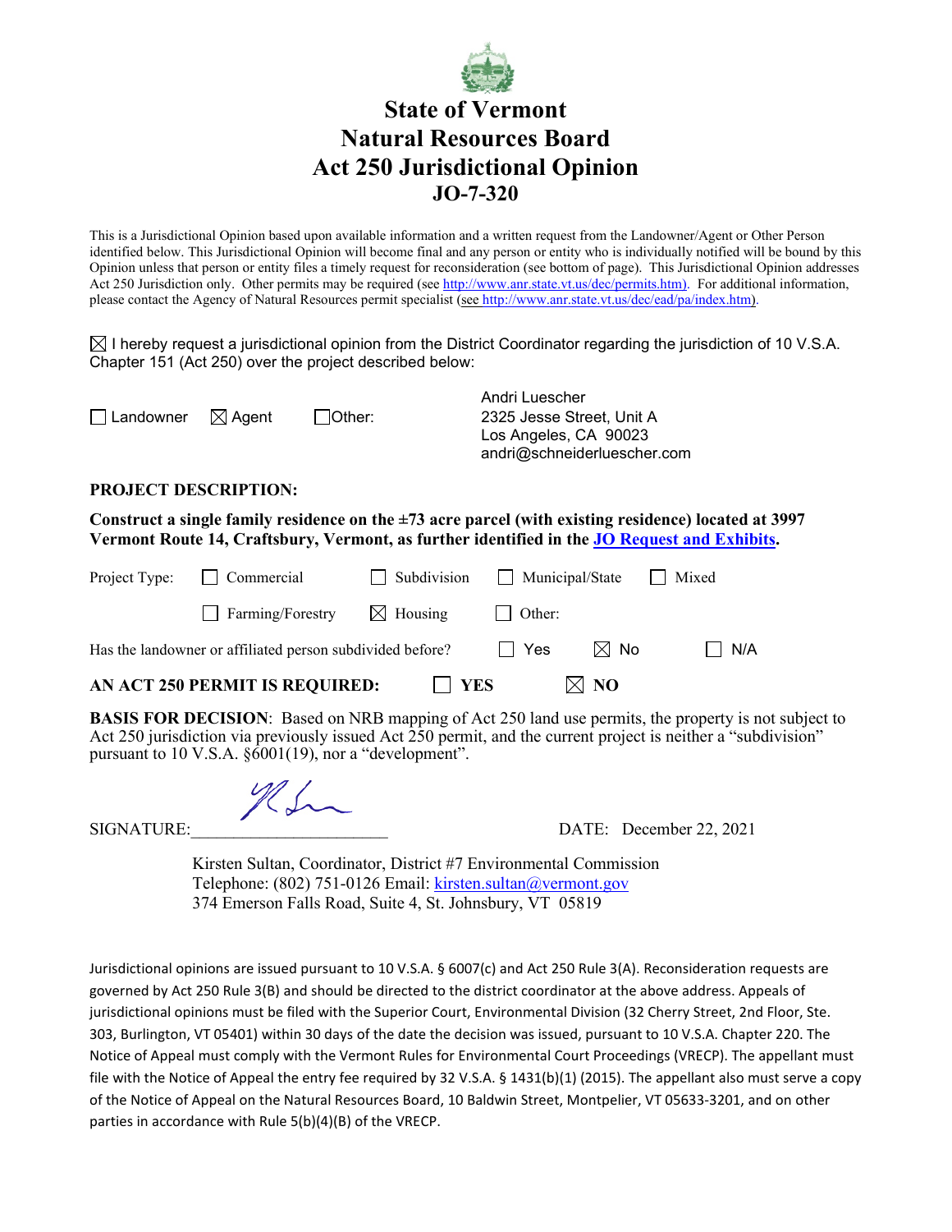# State of Vermont
# Natural Resources Board
# Act 250 Jurisdictional Opinion
## JO-7-320

This is a Jurisdictional Opinion based upon available information and a written request from the Landowner/Agent or Other Person identified below. This Jurisdictional Opinion will become final and any person or entity who is individually notified will be bound by this Opinion unless that person or entity files a timely request for reconsideration (see bottom of page). This Jurisdictional Opinion addresses Act 250 Jurisdiction only. Other permits may be required (see http://www.anr.state.vt.us/dec/permits.htm). For additional information, please contact the Agency of Natural Resources permit specialist (see http://www.anr.state.vt.us/dec/ead/pa/index.htm).

☒ I hereby request a jurisdictional opinion from the District Coordinator regarding the jurisdiction of 10 V.S.A. Chapter 151 (Act 250) over the project described below:

☐ Landowner ☒ Agent ☐ Other:

Andri Luescher
2325 Jesse Street, Unit A
Los Angeles, CA 90023
andri@schneiderluescher.com

**PROJECT DESCRIPTION:**

**Construct a single family residence on the ±73 acre parcel (with existing residence) located at 3997 Vermont Route 14, Craftsbury, Vermont, as further identified in the JO Request and Exhibits.**

Project Type: ☐ Commercial ☐ Subdivision ☐ Municipal/State ☐ Mixed ☐ Farming/Forestry ☒ Housing ☐ Other:

Has the landowner or affiliated person subdivided before? ☐ Yes ☒ No ☐ N/A

**AN ACT 250 PERMIT IS REQUIRED:** ☐ **YES** ☒ **NO**

**BASIS FOR DECISION**: Based on NRB mapping of Act 250 land use permits, the property is not subject to Act 250 jurisdiction via previously issued Act 250 permit, and the current project is neither a "subdivision" pursuant to 10 V.S.A. §6001(19), nor a "development".

SIGNATURE:_______________________ DATE: December 22, 2021

Kirsten Sultan, Coordinator, District #7 Environmental Commission
Telephone: (802) 751-0126 Email: kirsten.sultan@vermont.gov
374 Emerson Falls Road, Suite 4, St. Johnsbury, VT 05819

Jurisdictional opinions are issued pursuant to 10 V.S.A. § 6007(c) and Act 250 Rule 3(A). Reconsideration requests are governed by Act 250 Rule 3(B) and should be directed to the district coordinator at the above address. Appeals of jurisdictional opinions must be filed with the Superior Court, Environmental Division (32 Cherry Street, 2nd Floor, Ste. 303, Burlington, VT 05401) within 30 days of the date the decision was issued, pursuant to 10 V.S.A. Chapter 220. The Notice of Appeal must comply with the Vermont Rules for Environmental Court Proceedings (VRECP). The appellant must file with the Notice of Appeal the entry fee required by 32 V.S.A. § 1431(b)(1) (2015). The appellant also must serve a copy of the Notice of Appeal on the Natural Resources Board, 10 Baldwin Street, Montpelier, VT 05633-3201, and on other parties in accordance with Rule 5(b)(4)(B) of the VRECP.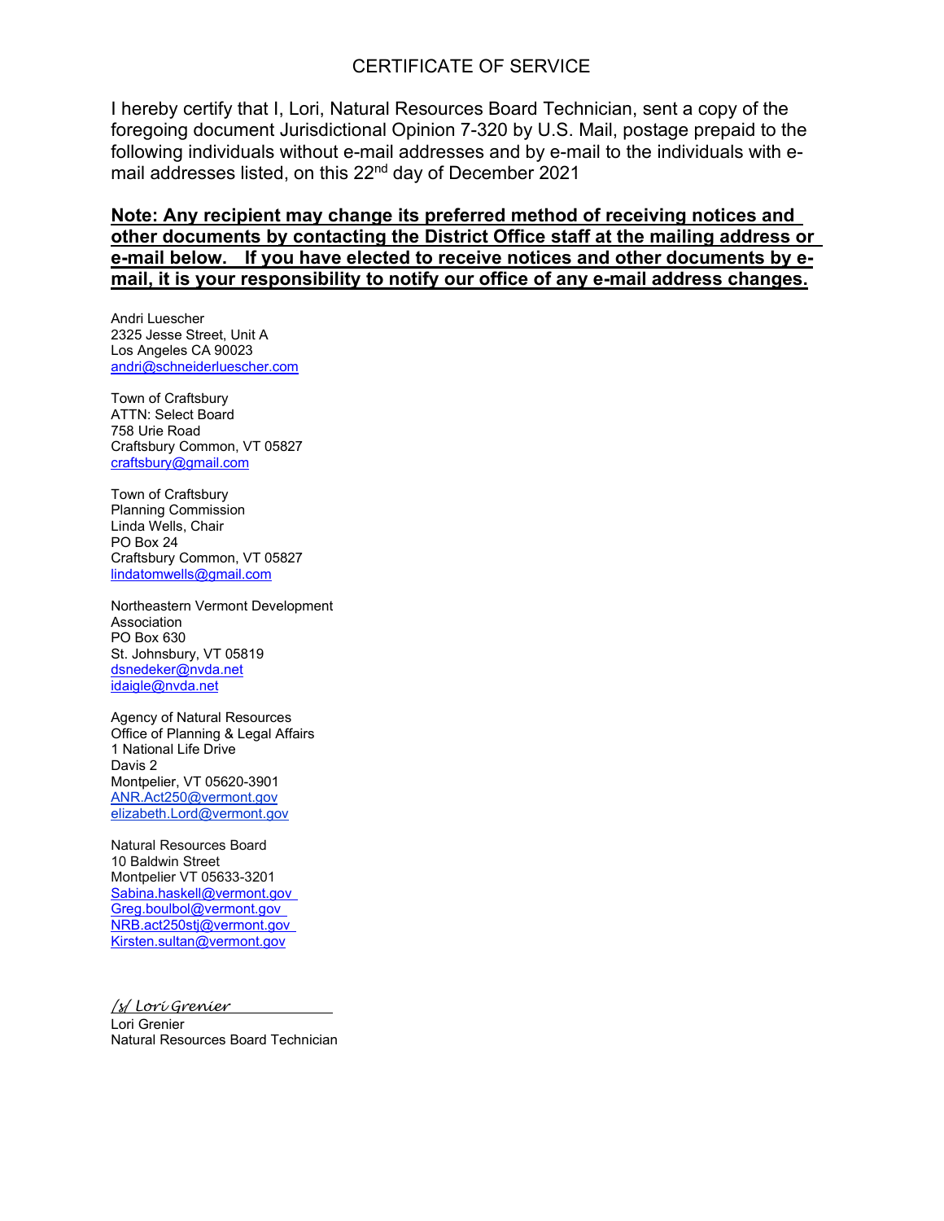# CERTIFICATE OF SERVICE

I hereby certify that I, Lori, Natural Resources Board Technician, sent a copy of the foregoing document Jurisdictional Opinion 7-320 by U.S. Mail, postage prepaid to the following individuals without e-mail addresses and by e-mail to the individuals with e-mail addresses listed, on this 22nd day of December 2021

**Note: Any recipient may change its preferred method of receiving notices and other documents by contacting the District Office staff at the mailing address or e-mail below. If you have elected to receive notices and other documents by e-mail, it is your responsibility to notify our office of any e-mail address changes.**

Andri Luescher
2325 Jesse Street, Unit A
Los Angeles CA 90023
andri@schneiderluescher.com

Town of Craftsbury
ATTN: Select Board
758 Urie Road
Craftsbury Common, VT 05827
craftsbury@gmail.com

Town of Craftsbury
Planning Commission
Linda Wells, Chair
PO Box 24
Craftsbury Common, VT 05827
lindatomwells@gmail.com

Northeastern Vermont Development Association
PO Box 630
St. Johnsbury, VT 05819
dsnedeker@nvda.net
idaigle@nvda.net

Agency of Natural Resources
Office of Planning & Legal Affairs
1 National Life Drive
Davis 2
Montpelier, VT 05620-3901
ANR.Act250@vermont.gov
elizabeth.Lord@vermont.gov

Natural Resources Board
10 Baldwin Street
Montpelier VT 05633-3201
Sabina.haskell@vermont.gov
Greg.boulbol@vermont.gov
NRB.act250stj@vermont.gov
Kirsten.sultan@vermont.gov

/s/ Lori Grenier
Lori Grenier
Natural Resources Board Technician